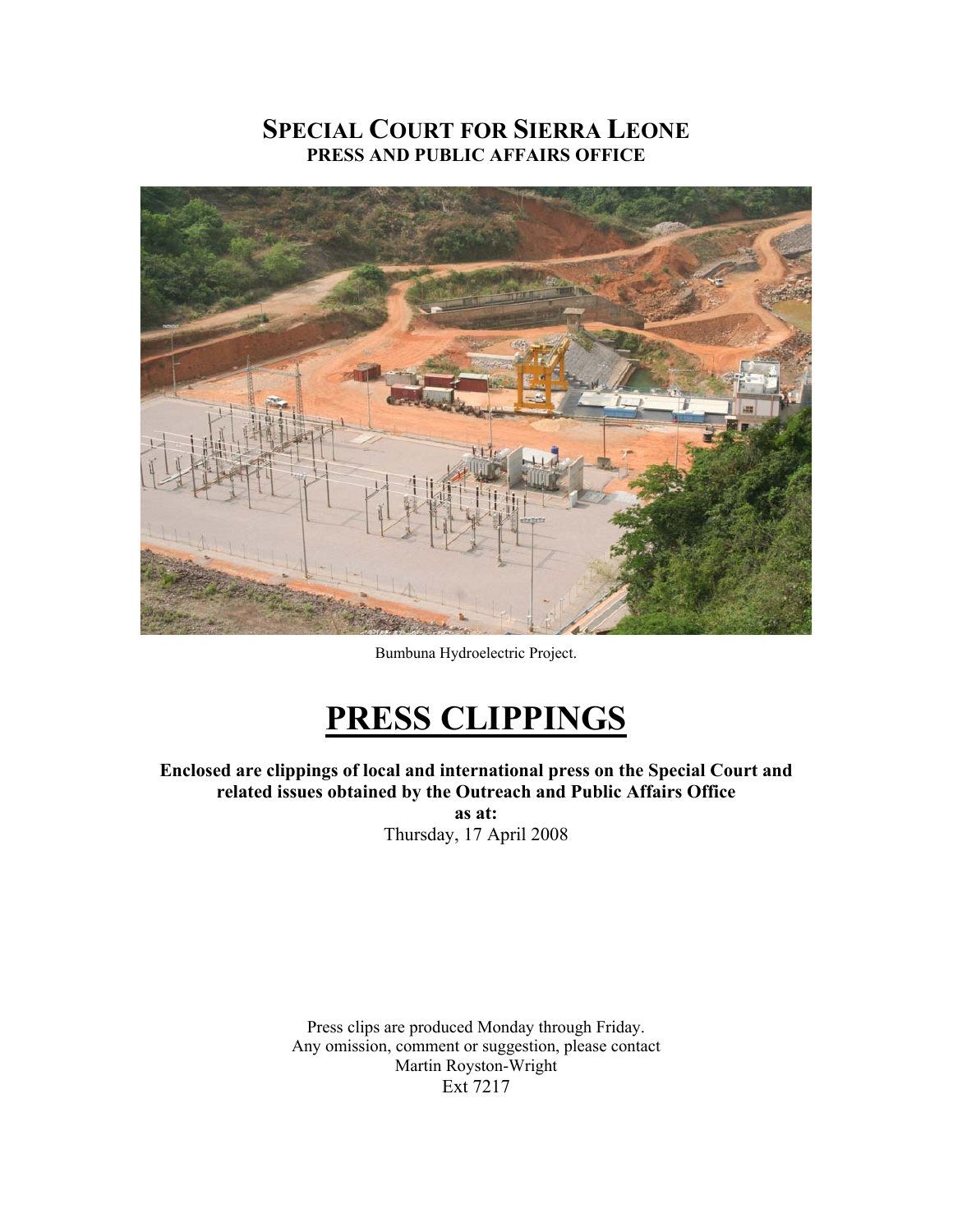# SPECIAL COURT FOR SIERRA LEONE
## PRESS AND PUBLIC AFFAIRS OFFICE

Bumbuna Hydroelectric Project.

# PRESS CLIPPINGS

**Enclosed are clippings of local and international press on the Special Court and related issues obtained by the Outreach and Public Affairs Office**
**as at:**
Thursday, 17 April 2008

Press clips are produced Monday through Friday.
Any omission, comment or suggestion, please contact
Martin Royston-Wright
Ext 7217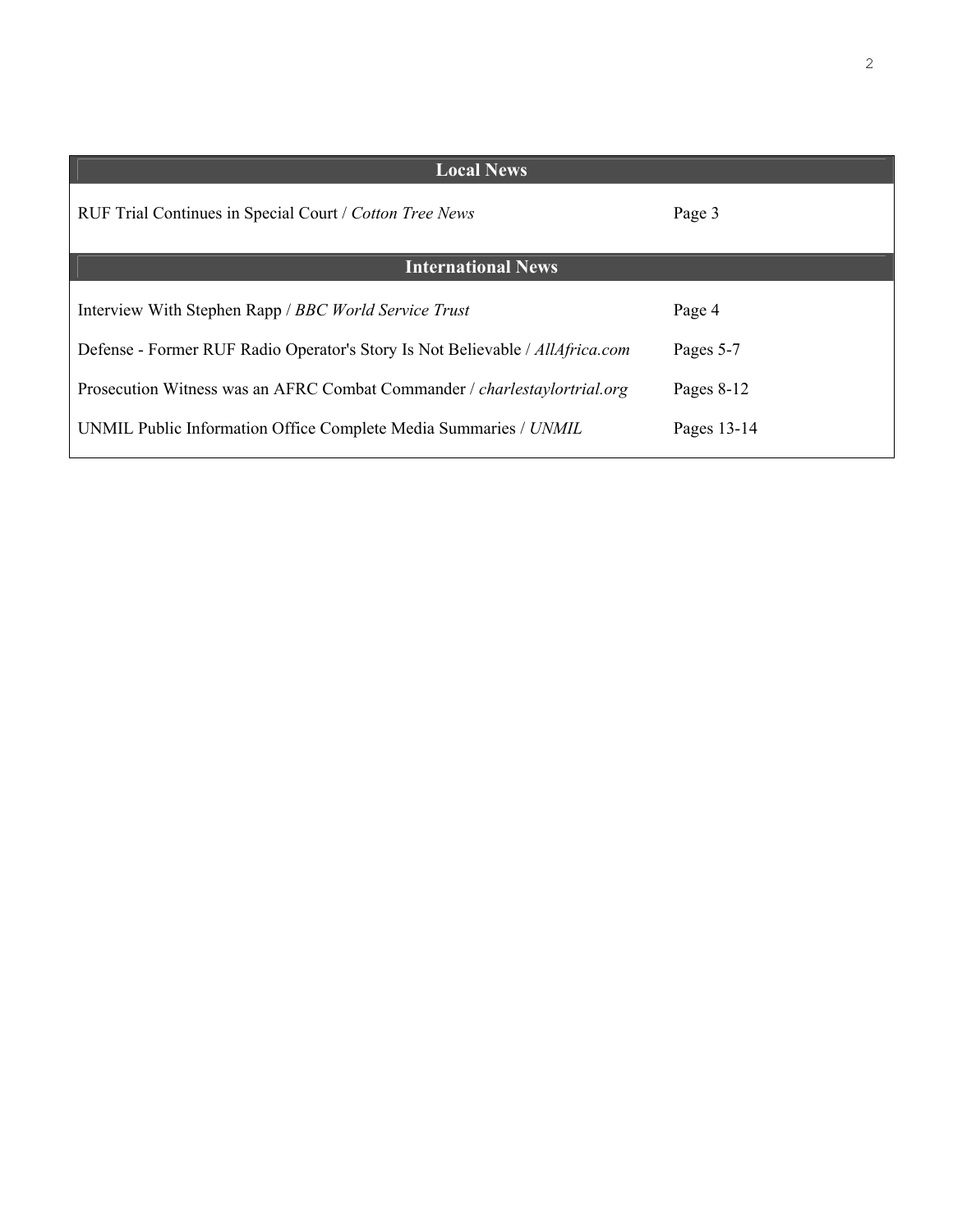| Local News | |
| --- | --- |
| RUF Trial Continues in Special Court / *Cotton Tree News* | Page 3 |
| **International News** | |
| Interview With Stephen Rapp / *BBC World Service Trust* | Page 4 |
| Defense - Former RUF Radio Operator's Story Is Not Believable / *AllAfrica.com* | Pages 5-7 |
| Prosecution Witness was an AFRC Combat Commander / *charlestaylortrial.org* | Pages 8-12 |
| UNMIL Public Information Office Complete Media Summaries / *UNMIL* | Pages 13-14 |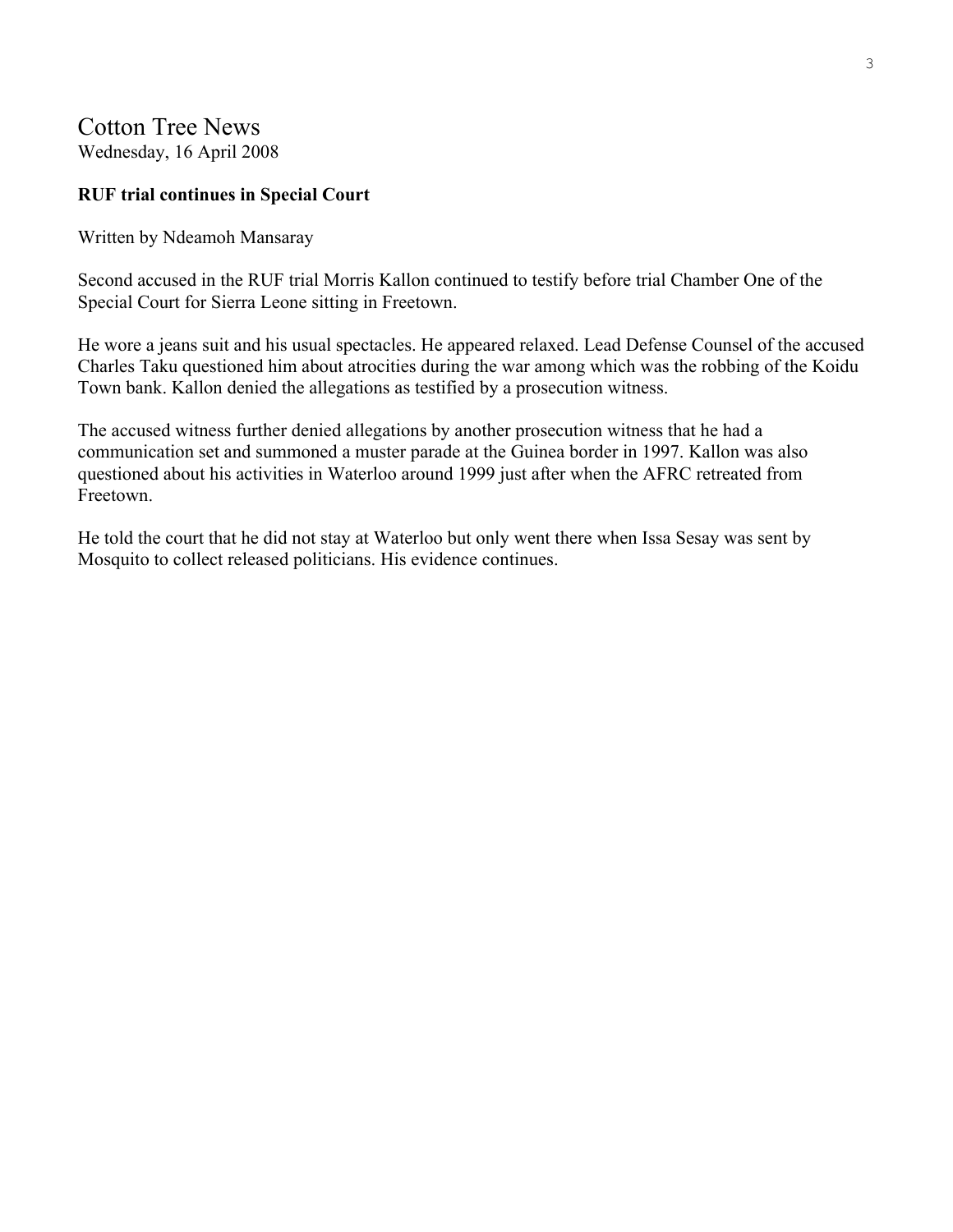# Cotton Tree News

Wednesday, 16 April 2008

**RUF trial continues in Special Court**

Written by Ndeamoh Mansaray

Second accused in the RUF trial Morris Kallon continued to testify before trial Chamber One of the Special Court for Sierra Leone sitting in Freetown.

He wore a jeans suit and his usual spectacles. He appeared relaxed. Lead Defense Counsel of the accused Charles Taku questioned him about atrocities during the war among which was the robbing of the Koidu Town bank. Kallon denied the allegations as testified by a prosecution witness.

The accused witness further denied allegations by another prosecution witness that he had a communication set and summoned a muster parade at the Guinea border in 1997. Kallon was also questioned about his activities in Waterloo around 1999 just after when the AFRC retreated from Freetown.

He told the court that he did not stay at Waterloo but only went there when Issa Sesay was sent by Mosquito to collect released politicians. His evidence continues.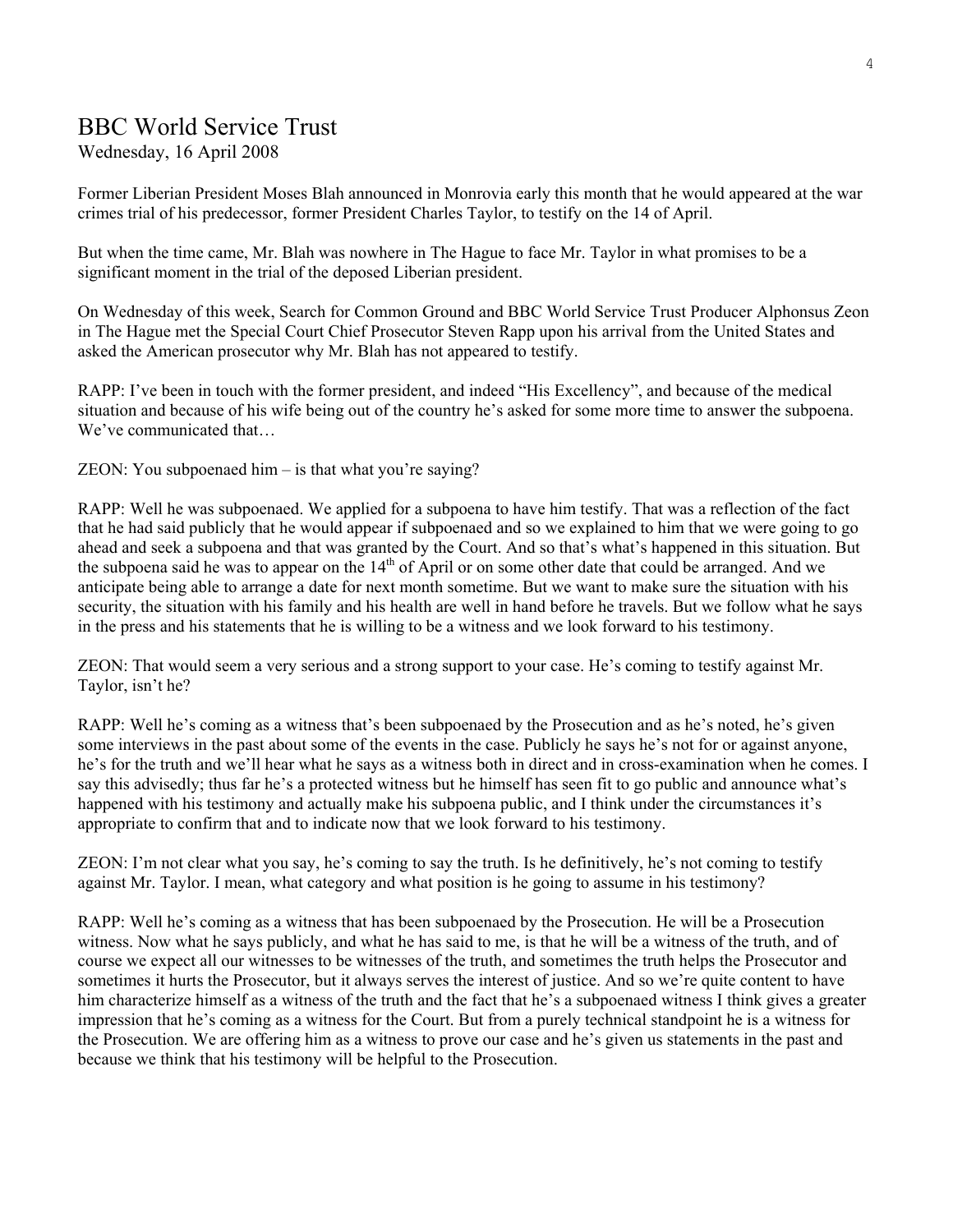# BBC World Service Trust

Wednesday, 16 April 2008

Former Liberian President Moses Blah announced in Monrovia early this month that he would appeared at the war crimes trial of his predecessor, former President Charles Taylor, to testify on the 14 of April.

But when the time came, Mr. Blah was nowhere in The Hague to face Mr. Taylor in what promises to be a significant moment in the trial of the deposed Liberian president.

On Wednesday of this week, Search for Common Ground and BBC World Service Trust Producer Alphonsus Zeon in The Hague met the Special Court Chief Prosecutor Steven Rapp upon his arrival from the United States and asked the American prosecutor why Mr. Blah has not appeared to testify.

RAPP: I've been in touch with the former president, and indeed "His Excellency", and because of the medical situation and because of his wife being out of the country he's asked for some more time to answer the subpoena. We've communicated that…

ZEON: You subpoenaed him – is that what you're saying?

RAPP: Well he was subpoenaed. We applied for a subpoena to have him testify. That was a reflection of the fact that he had said publicly that he would appear if subpoenaed and so we explained to him that we were going to go ahead and seek a subpoena and that was granted by the Court. And so that's what's happened in this situation. But the subpoena said he was to appear on the 14th of April or on some other date that could be arranged. And we anticipate being able to arrange a date for next month sometime. But we want to make sure the situation with his security, the situation with his family and his health are well in hand before he travels. But we follow what he says in the press and his statements that he is willing to be a witness and we look forward to his testimony.

ZEON: That would seem a very serious and a strong support to your case. He's coming to testify against Mr. Taylor, isn't he?

RAPP: Well he's coming as a witness that's been subpoenaed by the Prosecution and as he's noted, he's given some interviews in the past about some of the events in the case. Publicly he says he's not for or against anyone, he's for the truth and we'll hear what he says as a witness both in direct and in cross-examination when he comes. I say this advisedly; thus far he's a protected witness but he himself has seen fit to go public and announce what's happened with his testimony and actually make his subpoena public, and I think under the circumstances it's appropriate to confirm that and to indicate now that we look forward to his testimony.

ZEON: I'm not clear what you say, he's coming to say the truth. Is he definitively, he's not coming to testify against Mr. Taylor. I mean, what category and what position is he going to assume in his testimony?

RAPP: Well he's coming as a witness that has been subpoenaed by the Prosecution. He will be a Prosecution witness. Now what he says publicly, and what he has said to me, is that he will be a witness of the truth, and of course we expect all our witnesses to be witnesses of the truth, and sometimes the truth helps the Prosecutor and sometimes it hurts the Prosecutor, but it always serves the interest of justice. And so we're quite content to have him characterize himself as a witness of the truth and the fact that he's a subpoenaed witness I think gives a greater impression that he's coming as a witness for the Court. But from a purely technical standpoint he is a witness for the Prosecution. We are offering him as a witness to prove our case and he's given us statements in the past and because we think that his testimony will be helpful to the Prosecution.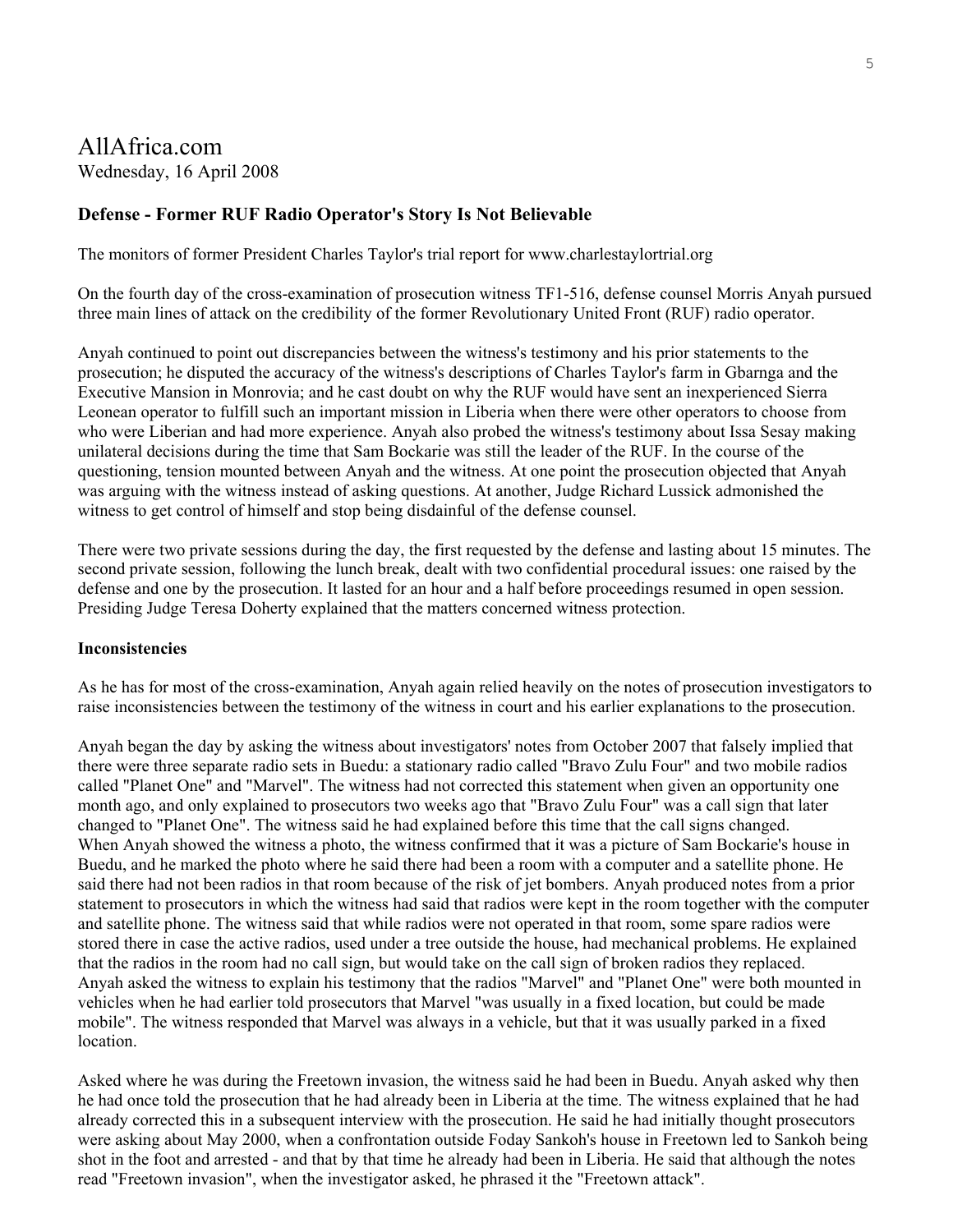# AllAfrica.com

Wednesday, 16 April 2008

### **Defense - Former RUF Radio Operator's Story Is Not Believable**

The monitors of former President Charles Taylor's trial report for www.charlestaylortrial.org

On the fourth day of the cross-examination of prosecution witness TF1-516, defense counsel Morris Anyah pursued three main lines of attack on the credibility of the former Revolutionary United Front (RUF) radio operator.

Anyah continued to point out discrepancies between the witness's testimony and his prior statements to the prosecution; he disputed the accuracy of the witness's descriptions of Charles Taylor's farm in Gbarnga and the Executive Mansion in Monrovia; and he cast doubt on why the RUF would have sent an inexperienced Sierra Leonean operator to fulfill such an important mission in Liberia when there were other operators to choose from who were Liberian and had more experience. Anyah also probed the witness's testimony about Issa Sesay making unilateral decisions during the time that Sam Bockarie was still the leader of the RUF. In the course of the questioning, tension mounted between Anyah and the witness. At one point the prosecution objected that Anyah was arguing with the witness instead of asking questions. At another, Judge Richard Lussick admonished the witness to get control of himself and stop being disdainful of the defense counsel.

There were two private sessions during the day, the first requested by the defense and lasting about 15 minutes. The second private session, following the lunch break, dealt with two confidential procedural issues: one raised by the defense and one by the prosecution. It lasted for an hour and a half before proceedings resumed in open session. Presiding Judge Teresa Doherty explained that the matters concerned witness protection.

**Inconsistencies**

As he has for most of the cross-examination, Anyah again relied heavily on the notes of prosecution investigators to raise inconsistencies between the testimony of the witness in court and his earlier explanations to the prosecution.

Anyah began the day by asking the witness about investigators' notes from October 2007 that falsely implied that there were three separate radio sets in Buedu: a stationary radio called "Bravo Zulu Four" and two mobile radios called "Planet One" and "Marvel". The witness had not corrected this statement when given an opportunity one month ago, and only explained to prosecutors two weeks ago that "Bravo Zulu Four" was a call sign that later changed to "Planet One". The witness said he had explained before this time that the call signs changed.
When Anyah showed the witness a photo, the witness confirmed that it was a picture of Sam Bockarie's house in Buedu, and he marked the photo where he said there had been a room with a computer and a satellite phone. He said there had not been radios in that room because of the risk of jet bombers. Anyah produced notes from a prior statement to prosecutors in which the witness had said that radios were kept in the room together with the computer and satellite phone. The witness said that while radios were not operated in that room, some spare radios were stored there in case the active radios, used under a tree outside the house, had mechanical problems. He explained that the radios in the room had no call sign, but would take on the call sign of broken radios they replaced.
Anyah asked the witness to explain his testimony that the radios "Marvel" and "Planet One" were both mounted in vehicles when he had earlier told prosecutors that Marvel "was usually in a fixed location, but could be made mobile". The witness responded that Marvel was always in a vehicle, but that it was usually parked in a fixed location.

Asked where he was during the Freetown invasion, the witness said he had been in Buedu. Anyah asked why then he had once told the prosecution that he had already been in Liberia at the time. The witness explained that he had already corrected this in a subsequent interview with the prosecution. He said he had initially thought prosecutors were asking about May 2000, when a confrontation outside Foday Sankoh's house in Freetown led to Sankoh being shot in the foot and arrested - and that by that time he already had been in Liberia. He said that although the notes read "Freetown invasion", when the investigator asked, he phrased it the "Freetown attack".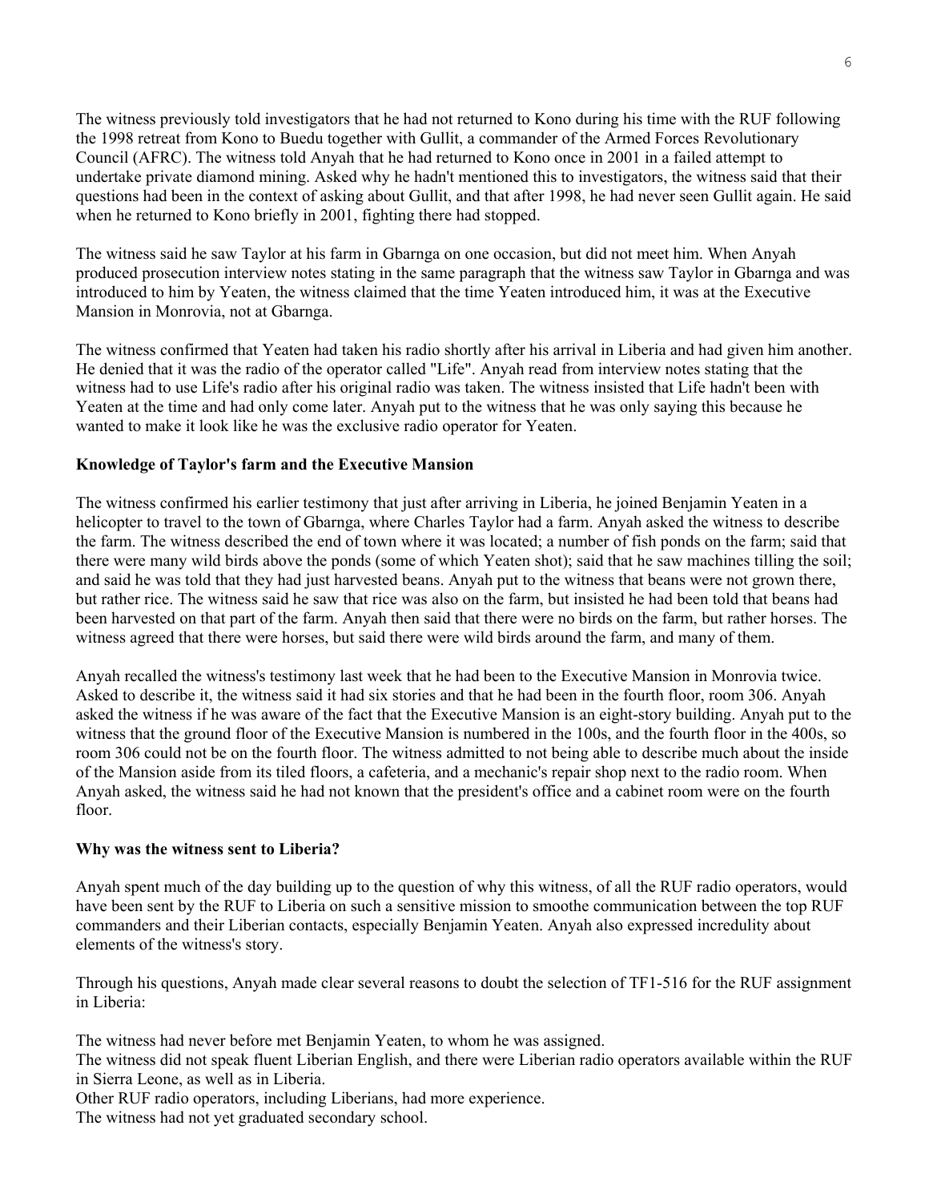The witness previously told investigators that he had not returned to Kono during his time with the RUF following the 1998 retreat from Kono to Buedu together with Gullit, a commander of the Armed Forces Revolutionary Council (AFRC). The witness told Anyah that he had returned to Kono once in 2001 in a failed attempt to undertake private diamond mining. Asked why he hadn't mentioned this to investigators, the witness said that their questions had been in the context of asking about Gullit, and that after 1998, he had never seen Gullit again. He said when he returned to Kono briefly in 2001, fighting there had stopped.

The witness said he saw Taylor at his farm in Gbarnga on one occasion, but did not meet him. When Anyah produced prosecution interview notes stating in the same paragraph that the witness saw Taylor in Gbarnga and was introduced to him by Yeaten, the witness claimed that the time Yeaten introduced him, it was at the Executive Mansion in Monrovia, not at Gbarnga.

The witness confirmed that Yeaten had taken his radio shortly after his arrival in Liberia and had given him another. He denied that it was the radio of the operator called "Life". Anyah read from interview notes stating that the witness had to use Life's radio after his original radio was taken. The witness insisted that Life hadn't been with Yeaten at the time and had only come later. Anyah put to the witness that he was only saying this because he wanted to make it look like he was the exclusive radio operator for Yeaten.

**Knowledge of Taylor's farm and the Executive Mansion**

The witness confirmed his earlier testimony that just after arriving in Liberia, he joined Benjamin Yeaten in a helicopter to travel to the town of Gbarnga, where Charles Taylor had a farm. Anyah asked the witness to describe the farm. The witness described the end of town where it was located; a number of fish ponds on the farm; said that there were many wild birds above the ponds (some of which Yeaten shot); said that he saw machines tilling the soil; and said he was told that they had just harvested beans. Anyah put to the witness that beans were not grown there, but rather rice. The witness said he saw that rice was also on the farm, but insisted he had been told that beans had been harvested on that part of the farm. Anyah then said that there were no birds on the farm, but rather horses. The witness agreed that there were horses, but said there were wild birds around the farm, and many of them.

Anyah recalled the witness's testimony last week that he had been to the Executive Mansion in Monrovia twice. Asked to describe it, the witness said it had six stories and that he had been in the fourth floor, room 306. Anyah asked the witness if he was aware of the fact that the Executive Mansion is an eight-story building. Anyah put to the witness that the ground floor of the Executive Mansion is numbered in the 100s, and the fourth floor in the 400s, so room 306 could not be on the fourth floor. The witness admitted to not being able to describe much about the inside of the Mansion aside from its tiled floors, a cafeteria, and a mechanic's repair shop next to the radio room. When Anyah asked, the witness said he had not known that the president's office and a cabinet room were on the fourth floor.

**Why was the witness sent to Liberia?**

Anyah spent much of the day building up to the question of why this witness, of all the RUF radio operators, would have been sent by the RUF to Liberia on such a sensitive mission to smoothe communication between the top RUF commanders and their Liberian contacts, especially Benjamin Yeaten. Anyah also expressed incredulity about elements of the witness's story.

Through his questions, Anyah made clear several reasons to doubt the selection of TF1-516 for the RUF assignment in Liberia:

The witness had never before met Benjamin Yeaten, to whom he was assigned.
The witness did not speak fluent Liberian English, and there were Liberian radio operators available within the RUF in Sierra Leone, as well as in Liberia.
Other RUF radio operators, including Liberians, had more experience.
The witness had not yet graduated secondary school.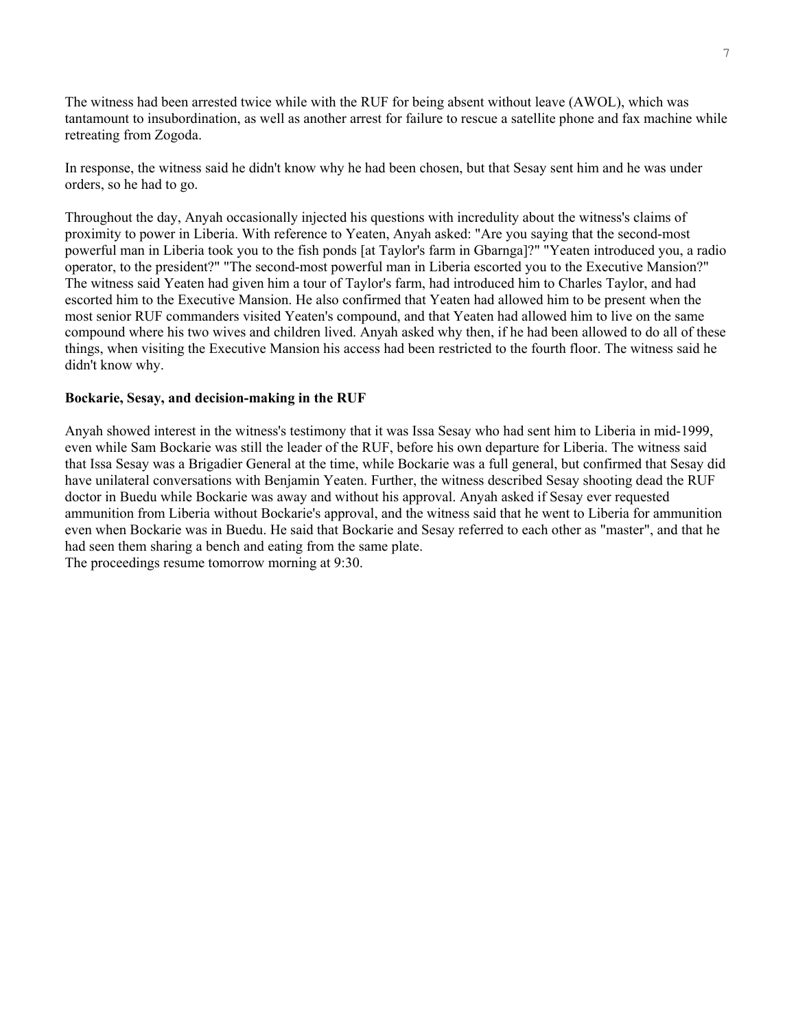The witness had been arrested twice while with the RUF for being absent without leave (AWOL), which was tantamount to insubordination, as well as another arrest for failure to rescue a satellite phone and fax machine while retreating from Zogoda.

In response, the witness said he didn't know why he had been chosen, but that Sesay sent him and he was under orders, so he had to go.

Throughout the day, Anyah occasionally injected his questions with incredulity about the witness's claims of proximity to power in Liberia. With reference to Yeaten, Anyah asked: "Are you saying that the second-most powerful man in Liberia took you to the fish ponds [at Taylor's farm in Gbarnga]?" "Yeaten introduced you, a radio operator, to the president?" "The second-most powerful man in Liberia escorted you to the Executive Mansion?" The witness said Yeaten had given him a tour of Taylor's farm, had introduced him to Charles Taylor, and had escorted him to the Executive Mansion. He also confirmed that Yeaten had allowed him to be present when the most senior RUF commanders visited Yeaten's compound, and that Yeaten had allowed him to live on the same compound where his two wives and children lived. Anyah asked why then, if he had been allowed to do all of these things, when visiting the Executive Mansion his access had been restricted to the fourth floor. The witness said he didn't know why.

**Bockarie, Sesay, and decision-making in the RUF**

Anyah showed interest in the witness's testimony that it was Issa Sesay who had sent him to Liberia in mid-1999, even while Sam Bockarie was still the leader of the RUF, before his own departure for Liberia. The witness said that Issa Sesay was a Brigadier General at the time, while Bockarie was a full general, but confirmed that Sesay did have unilateral conversations with Benjamin Yeaten. Further, the witness described Sesay shooting dead the RUF doctor in Buedu while Bockarie was away and without his approval. Anyah asked if Sesay ever requested ammunition from Liberia without Bockarie's approval, and the witness said that he went to Liberia for ammunition even when Bockarie was in Buedu. He said that Bockarie and Sesay referred to each other as "master", and that he had seen them sharing a bench and eating from the same plate.

The proceedings resume tomorrow morning at 9:30.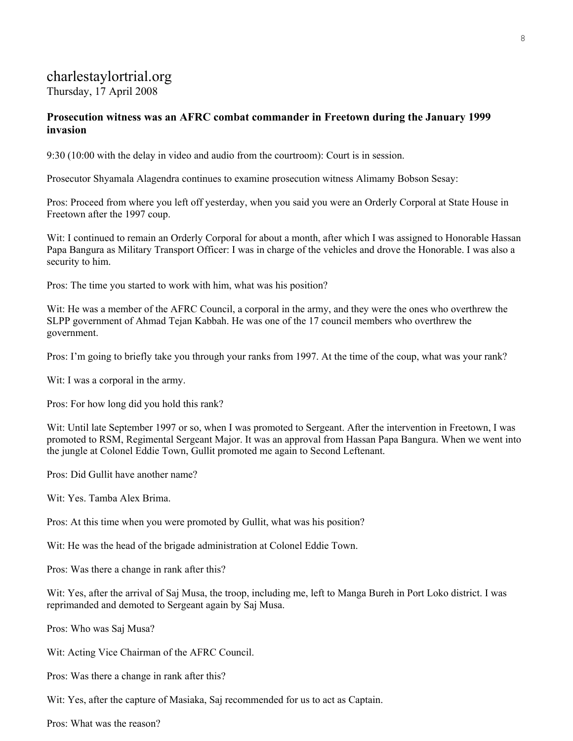# charlestaylortrial.org

Thursday, 17 April 2008

**Prosecution witness was an AFRC combat commander in Freetown during the January 1999 invasion**

9:30 (10:00 with the delay in video and audio from the courtroom): Court is in session.

Prosecutor Shyamala Alagendra continues to examine prosecution witness Alimamy Bobson Sesay:

Pros: Proceed from where you left off yesterday, when you said you were an Orderly Corporal at State House in Freetown after the 1997 coup.

Wit: I continued to remain an Orderly Corporal for about a month, after which I was assigned to Honorable Hassan Papa Bangura as Military Transport Officer: I was in charge of the vehicles and drove the Honorable. I was also a security to him.

Pros: The time you started to work with him, what was his position?

Wit: He was a member of the AFRC Council, a corporal in the army, and they were the ones who overthrew the SLPP government of Ahmad Tejan Kabbah. He was one of the 17 council members who overthrew the government.

Pros: I'm going to briefly take you through your ranks from 1997. At the time of the coup, what was your rank?

Wit: I was a corporal in the army.

Pros: For how long did you hold this rank?

Wit: Until late September 1997 or so, when I was promoted to Sergeant. After the intervention in Freetown, I was promoted to RSM, Regimental Sergeant Major. It was an approval from Hassan Papa Bangura. When we went into the jungle at Colonel Eddie Town, Gullit promoted me again to Second Leftenant.

Pros: Did Gullit have another name?

Wit: Yes. Tamba Alex Brima.

Pros: At this time when you were promoted by Gullit, what was his position?

Wit: He was the head of the brigade administration at Colonel Eddie Town.

Pros: Was there a change in rank after this?

Wit: Yes, after the arrival of Saj Musa, the troop, including me, left to Manga Bureh in Port Loko district. I was reprimanded and demoted to Sergeant again by Saj Musa.

Pros: Who was Saj Musa?

Wit: Acting Vice Chairman of the AFRC Council.

Pros: Was there a change in rank after this?

Wit: Yes, after the capture of Masiaka, Saj recommended for us to act as Captain.

Pros: What was the reason?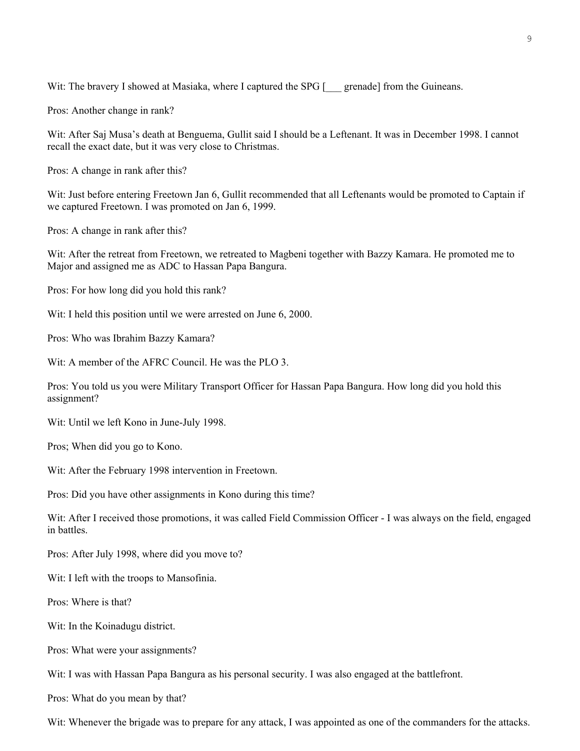Wit: The bravery I showed at Masiaka, where I captured the SPG [___ grenade] from the Guineans.

Pros: Another change in rank?

Wit: After Saj Musa's death at Benguema, Gullit said I should be a Leftenant. It was in December 1998. I cannot recall the exact date, but it was very close to Christmas.

Pros: A change in rank after this?

Wit: Just before entering Freetown Jan 6, Gullit recommended that all Leftenants would be promoted to Captain if we captured Freetown. I was promoted on Jan 6, 1999.

Pros: A change in rank after this?

Wit: After the retreat from Freetown, we retreated to Magbeni together with Bazzy Kamara. He promoted me to Major and assigned me as ADC to Hassan Papa Bangura.

Pros: For how long did you hold this rank?

Wit: I held this position until we were arrested on June 6, 2000.

Pros: Who was Ibrahim Bazzy Kamara?

Wit: A member of the AFRC Council. He was the PLO 3.

Pros: You told us you were Military Transport Officer for Hassan Papa Bangura. How long did you hold this assignment?

Wit: Until we left Kono in June-July 1998.

Pros; When did you go to Kono.

Wit: After the February 1998 intervention in Freetown.

Pros: Did you have other assignments in Kono during this time?

Wit: After I received those promotions, it was called Field Commission Officer - I was always on the field, engaged in battles.

Pros: After July 1998, where did you move to?

Wit: I left with the troops to Mansofinia.

Pros: Where is that?

Wit: In the Koinadugu district.

Pros: What were your assignments?

Wit: I was with Hassan Papa Bangura as his personal security. I was also engaged at the battlefront.

Pros: What do you mean by that?

Wit: Whenever the brigade was to prepare for any attack, I was appointed as one of the commanders for the attacks.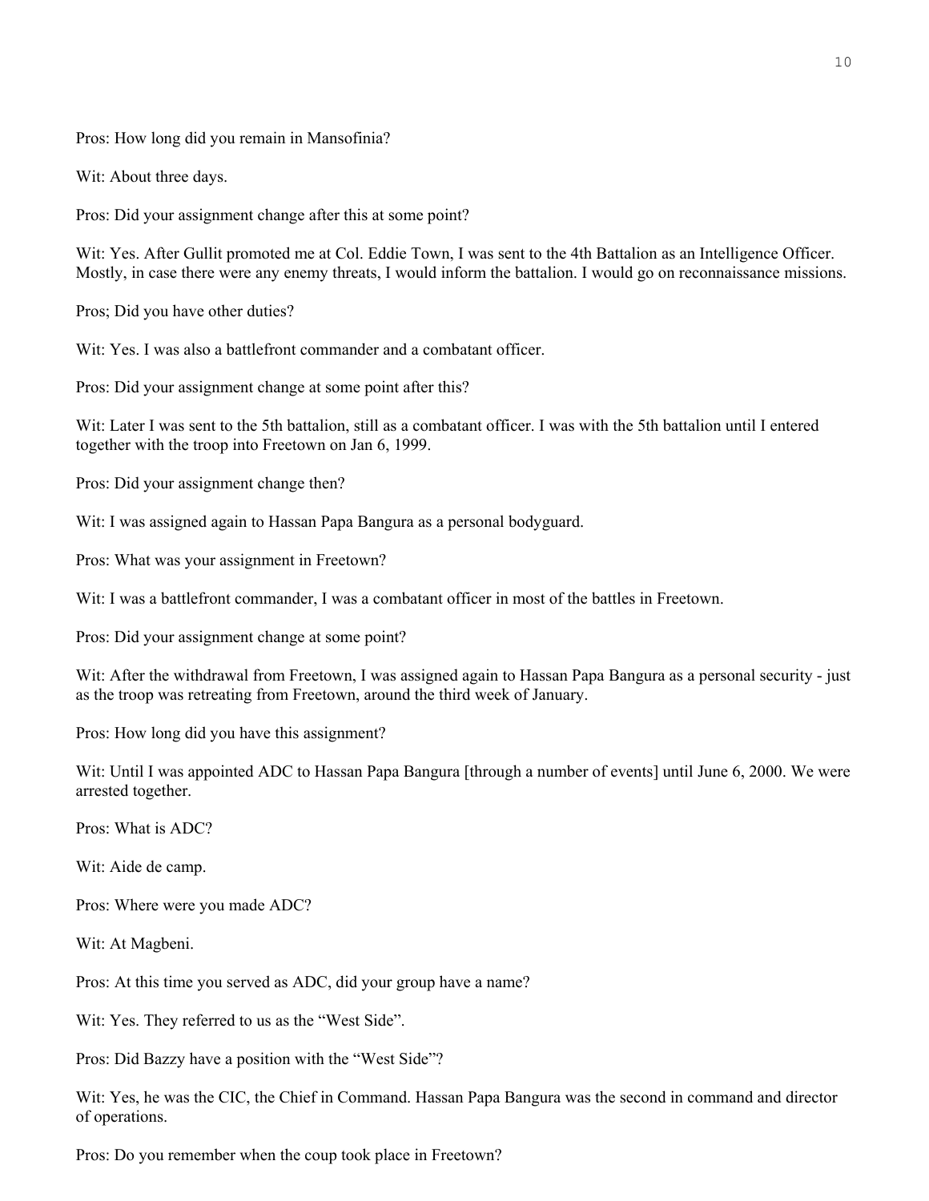Pros: How long did you remain in Mansofinia?

Wit: About three days.

Pros: Did your assignment change after this at some point?

Wit: Yes. After Gullit promoted me at Col. Eddie Town, I was sent to the 4th Battalion as an Intelligence Officer. Mostly, in case there were any enemy threats, I would inform the battalion. I would go on reconnaissance missions.

Pros; Did you have other duties?

Wit: Yes. I was also a battlefront commander and a combatant officer.

Pros: Did your assignment change at some point after this?

Wit: Later I was sent to the 5th battalion, still as a combatant officer. I was with the 5th battalion until I entered together with the troop into Freetown on Jan 6, 1999.

Pros: Did your assignment change then?

Wit: I was assigned again to Hassan Papa Bangura as a personal bodyguard.

Pros: What was your assignment in Freetown?

Wit: I was a battlefront commander, I was a combatant officer in most of the battles in Freetown.

Pros: Did your assignment change at some point?

Wit: After the withdrawal from Freetown, I was assigned again to Hassan Papa Bangura as a personal security - just as the troop was retreating from Freetown, around the third week of January.

Pros: How long did you have this assignment?

Wit: Until I was appointed ADC to Hassan Papa Bangura [through a number of events] until June 6, 2000. We were arrested together.

Pros: What is ADC?

Wit: Aide de camp.

Pros: Where were you made ADC?

Wit: At Magbeni.

Pros: At this time you served as ADC, did your group have a name?

Wit: Yes. They referred to us as the "West Side".

Pros: Did Bazzy have a position with the "West Side"?

Wit: Yes, he was the CIC, the Chief in Command. Hassan Papa Bangura was the second in command and director of operations.

Pros: Do you remember when the coup took place in Freetown?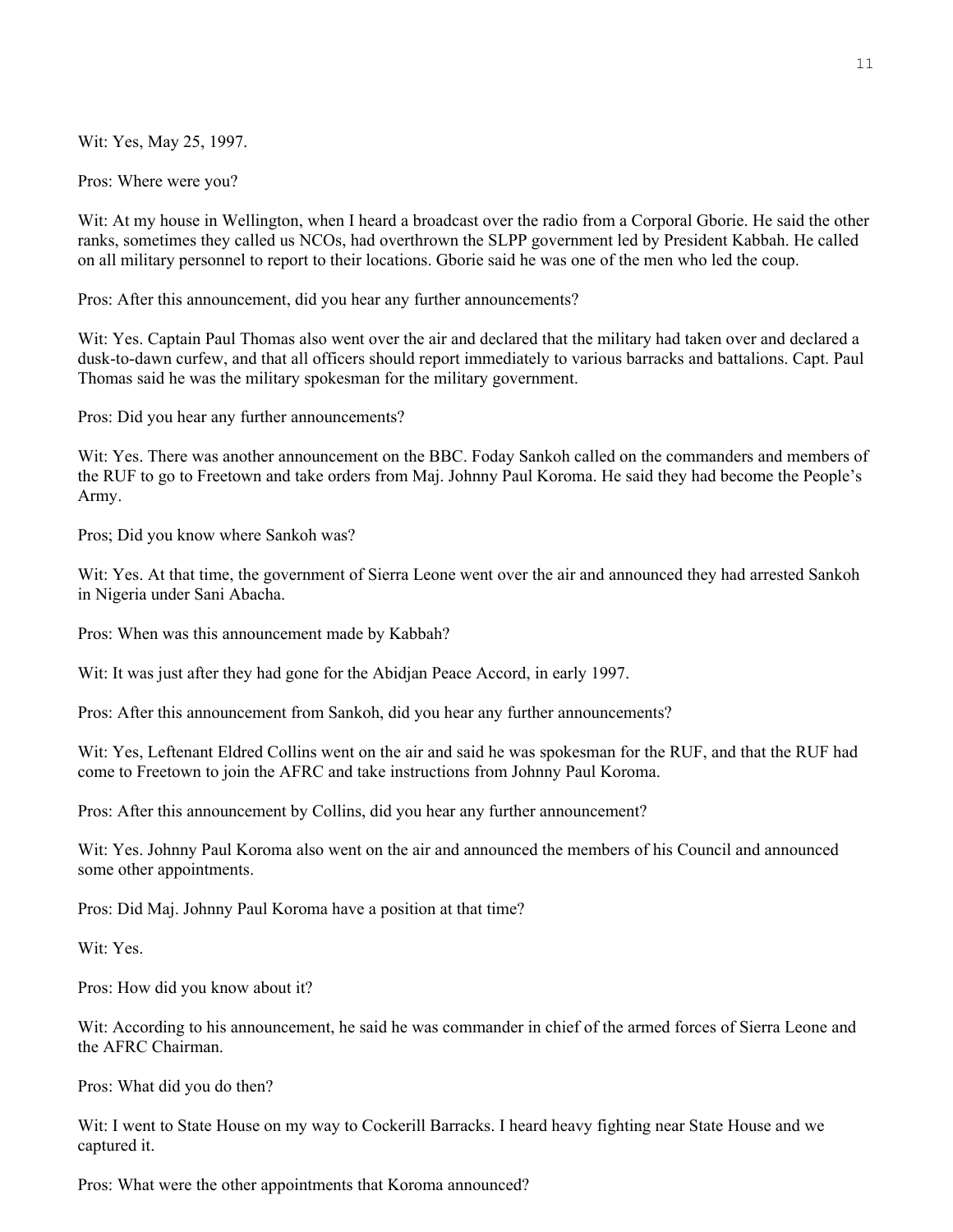Wit: Yes, May 25, 1997.

Pros: Where were you?

Wit: At my house in Wellington, when I heard a broadcast over the radio from a Corporal Gborie. He said the other ranks, sometimes they called us NCOs, had overthrown the SLPP government led by President Kabbah. He called on all military personnel to report to their locations. Gborie said he was one of the men who led the coup.

Pros: After this announcement, did you hear any further announcements?

Wit: Yes. Captain Paul Thomas also went over the air and declared that the military had taken over and declared a dusk-to-dawn curfew, and that all officers should report immediately to various barracks and battalions. Capt. Paul Thomas said he was the military spokesman for the military government.

Pros: Did you hear any further announcements?

Wit: Yes. There was another announcement on the BBC. Foday Sankoh called on the commanders and members of the RUF to go to Freetown and take orders from Maj. Johnny Paul Koroma. He said they had become the People's Army.

Pros; Did you know where Sankoh was?

Wit: Yes. At that time, the government of Sierra Leone went over the air and announced they had arrested Sankoh in Nigeria under Sani Abacha.

Pros: When was this announcement made by Kabbah?

Wit: It was just after they had gone for the Abidjan Peace Accord, in early 1997.

Pros: After this announcement from Sankoh, did you hear any further announcements?

Wit: Yes, Leftenant Eldred Collins went on the air and said he was spokesman for the RUF, and that the RUF had come to Freetown to join the AFRC and take instructions from Johnny Paul Koroma.

Pros: After this announcement by Collins, did you hear any further announcement?

Wit: Yes. Johnny Paul Koroma also went on the air and announced the members of his Council and announced some other appointments.

Pros: Did Maj. Johnny Paul Koroma have a position at that time?

Wit: Yes.

Pros: How did you know about it?

Wit: According to his announcement, he said he was commander in chief of the armed forces of Sierra Leone and the AFRC Chairman.

Pros: What did you do then?

Wit: I went to State House on my way to Cockerill Barracks. I heard heavy fighting near State House and we captured it.

Pros: What were the other appointments that Koroma announced?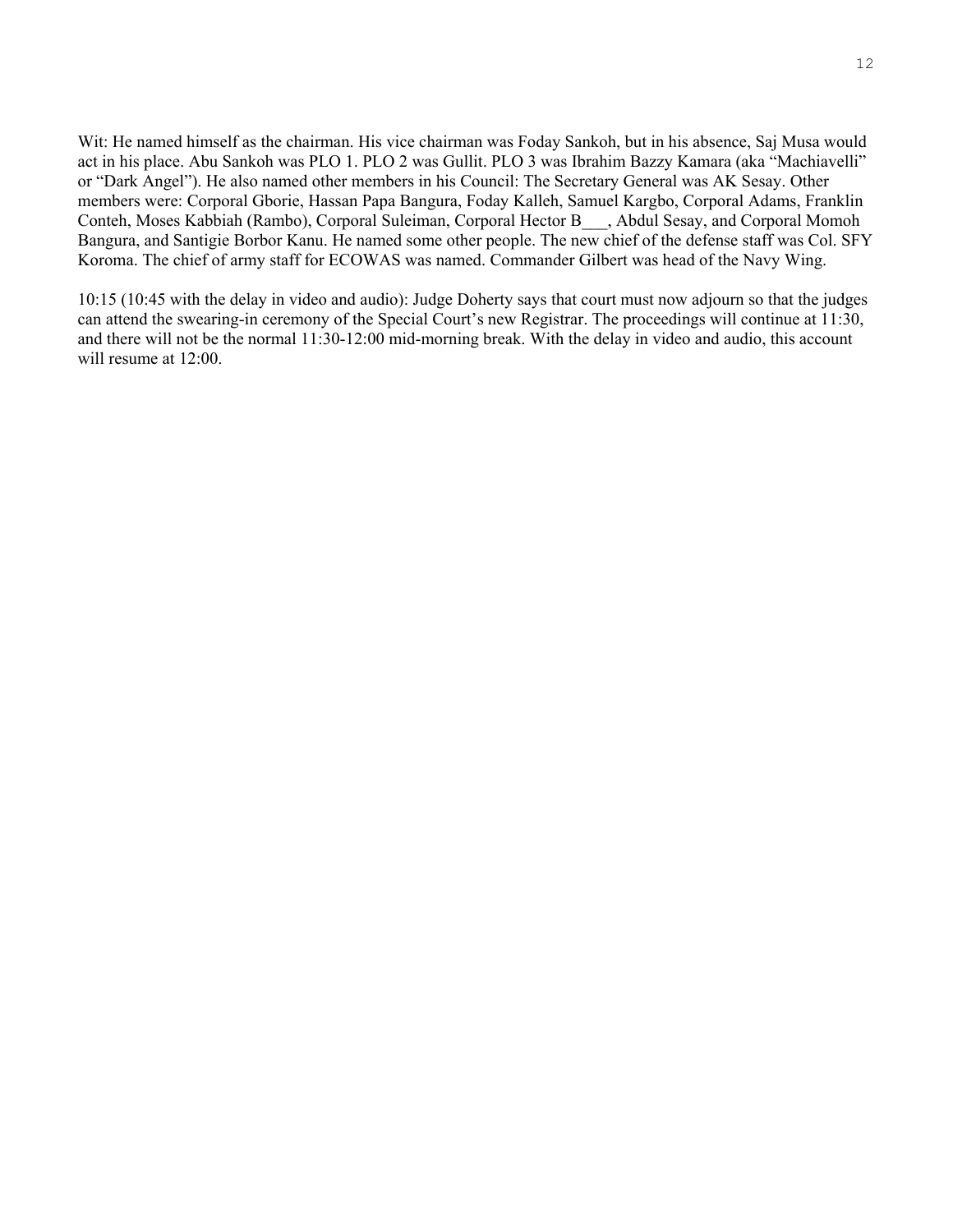Wit: He named himself as the chairman. His vice chairman was Foday Sankoh, but in his absence, Saj Musa would act in his place. Abu Sankoh was PLO 1. PLO 2 was Gullit. PLO 3 was Ibrahim Bazzy Kamara (aka "Machiavelli" or "Dark Angel"). He also named other members in his Council: The Secretary General was AK Sesay. Other members were: Corporal Gborie, Hassan Papa Bangura, Foday Kalleh, Samuel Kargbo, Corporal Adams, Franklin Conteh, Moses Kabbiah (Rambo), Corporal Suleiman, Corporal Hector B___, Abdul Sesay, and Corporal Momoh Bangura, and Santigie Borbor Kanu. He named some other people. The new chief of the defense staff was Col. SFY Koroma. The chief of army staff for ECOWAS was named. Commander Gilbert was head of the Navy Wing.

10:15 (10:45 with the delay in video and audio): Judge Doherty says that court must now adjourn so that the judges can attend the swearing-in ceremony of the Special Court's new Registrar. The proceedings will continue at 11:30, and there will not be the normal 11:30-12:00 mid-morning break. With the delay in video and audio, this account will resume at 12:00.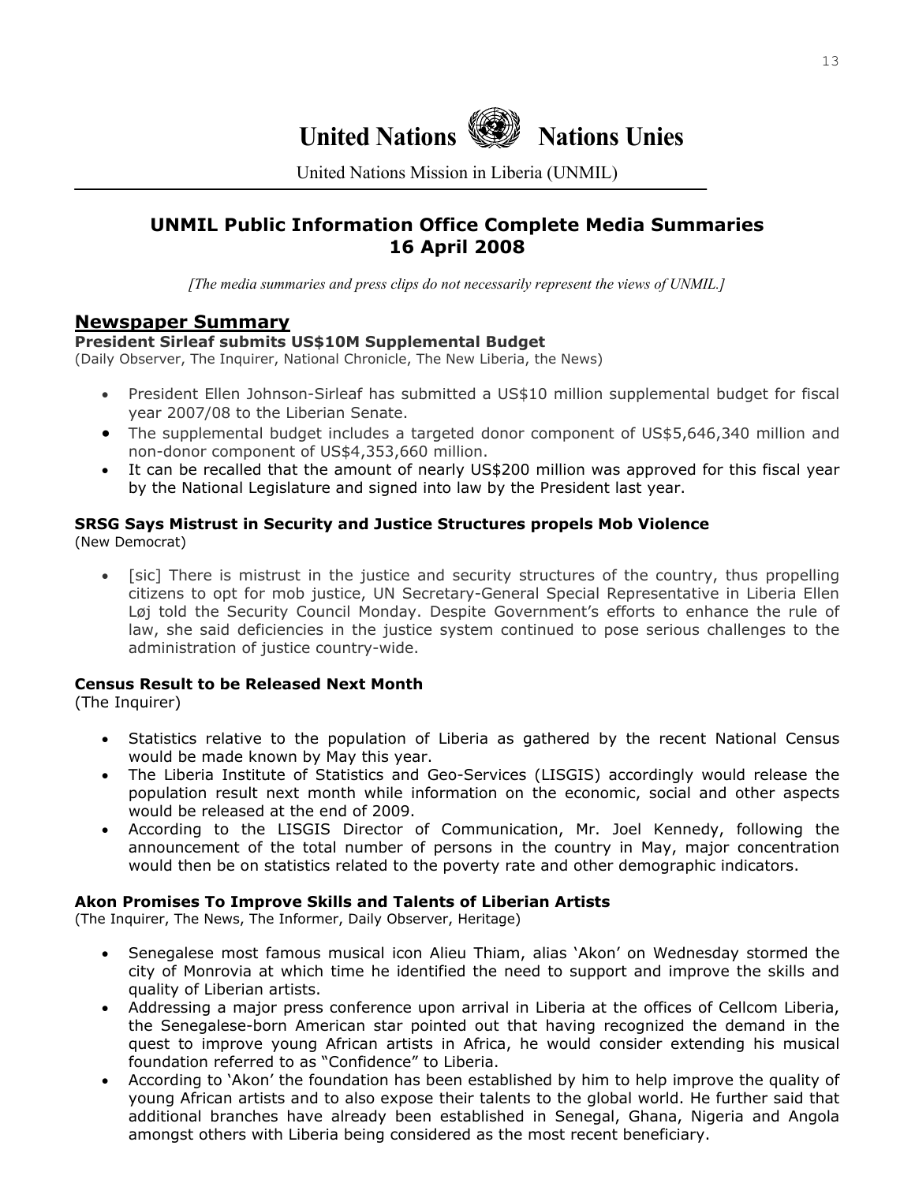United Nations Nations Unies

United Nations Mission in Liberia (UNMIL)

# UNMIL Public Information Office Complete Media Summaries 16 April 2008

*[The media summaries and press clips do not necessarily represent the views of UNMIL.]*

## Newspaper Summary

**President Sirleaf submits US$10M Supplemental Budget**
(Daily Observer, The Inquirer, National Chronicle, The New Liberia, the News)

- President Ellen Johnson-Sirleaf has submitted a US$10 million supplemental budget for fiscal year 2007/08 to the Liberian Senate.
- The supplemental budget includes a targeted donor component of US$5,646,340 million and non-donor component of US$4,353,660 million.
- It can be recalled that the amount of nearly US$200 million was approved for this fiscal year by the National Legislature and signed into law by the President last year.

**SRSG Says Mistrust in Security and Justice Structures propels Mob Violence**
(New Democrat)

- [sic] There is mistrust in the justice and security structures of the country, thus propelling citizens to opt for mob justice, UN Secretary-General Special Representative in Liberia Ellen Løj told the Security Council Monday. Despite Government's efforts to enhance the rule of law, she said deficiencies in the justice system continued to pose serious challenges to the administration of justice country-wide.

**Census Result to be Released Next Month**
(The Inquirer)

- Statistics relative to the population of Liberia as gathered by the recent National Census would be made known by May this year.
- The Liberia Institute of Statistics and Geo-Services (LISGIS) accordingly would release the population result next month while information on the economic, social and other aspects would be released at the end of 2009.
- According to the LISGIS Director of Communication, Mr. Joel Kennedy, following the announcement of the total number of persons in the country in May, major concentration would then be on statistics related to the poverty rate and other demographic indicators.

**Akon Promises To Improve Skills and Talents of Liberian Artists**
(The Inquirer, The News, The Informer, Daily Observer, Heritage)

- Senegalese most famous musical icon Alieu Thiam, alias 'Akon' on Wednesday stormed the city of Monrovia at which time he identified the need to support and improve the skills and quality of Liberian artists.
- Addressing a major press conference upon arrival in Liberia at the offices of Cellcom Liberia, the Senegalese-born American star pointed out that having recognized the demand in the quest to improve young African artists in Africa, he would consider extending his musical foundation referred to as "Confidence" to Liberia.
- According to 'Akon' the foundation has been established by him to help improve the quality of young African artists and to also expose their talents to the global world. He further said that additional branches have already been established in Senegal, Ghana, Nigeria and Angola amongst others with Liberia being considered as the most recent beneficiary.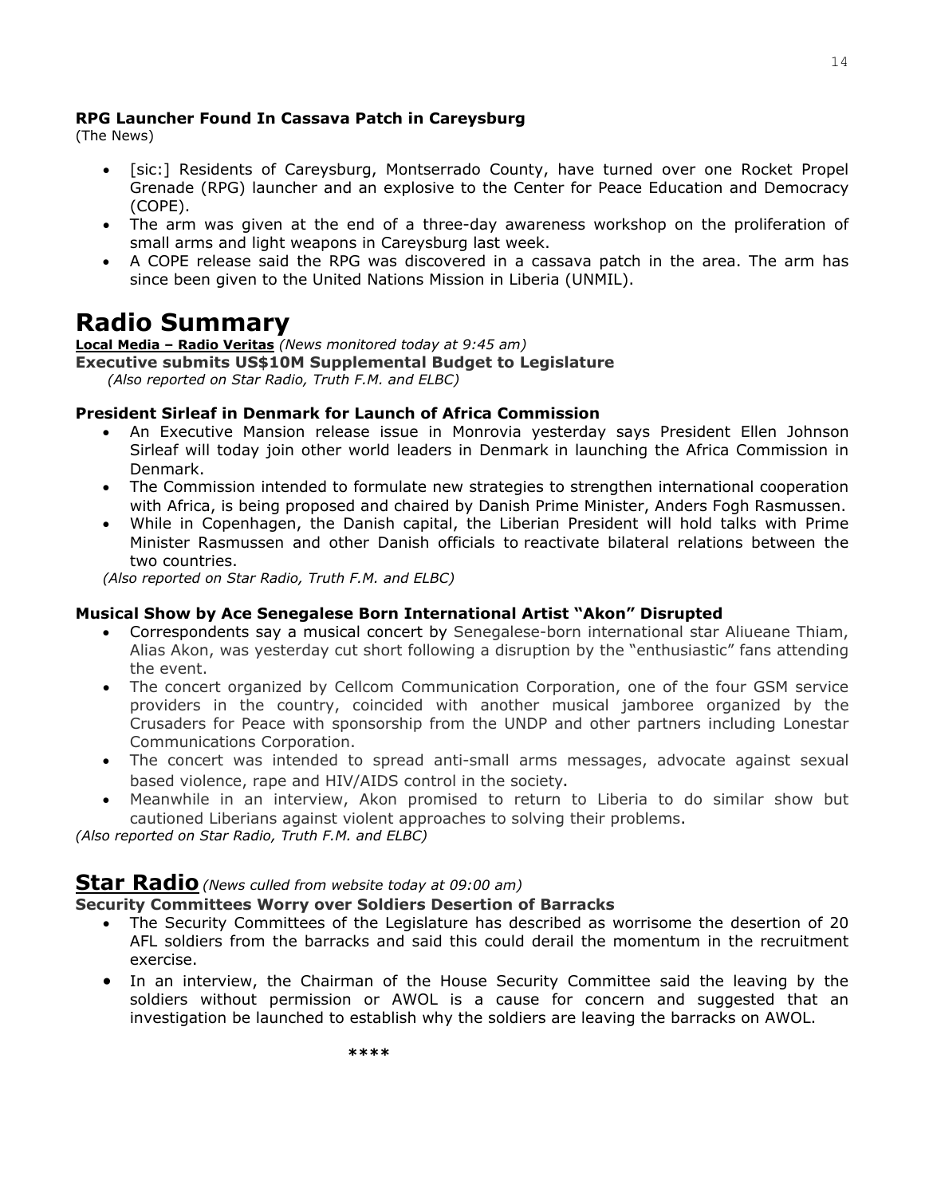**RPG Launcher Found In Cassava Patch in Careysburg**
(The News)

- [sic:] Residents of Careysburg, Montserrado County, have turned over one Rocket Propel Grenade (RPG) launcher and an explosive to the Center for Peace Education and Democracy (COPE).
- The arm was given at the end of a three-day awareness workshop on the proliferation of small arms and light weapons in Careysburg last week.
- A COPE release said the RPG was discovered in a cassava patch in the area. The arm has since been given to the United Nations Mission in Liberia (UNMIL).

# Radio Summary

**Local Media – Radio Veritas** *(News monitored today at 9:45 am)*
**Executive submits US$10M Supplemental Budget to Legislature**
*(Also reported on Star Radio, Truth F.M. and ELBC)*

**President Sirleaf in Denmark for Launch of Africa Commission**

- An Executive Mansion release issue in Monrovia yesterday says President Ellen Johnson Sirleaf will today join other world leaders in Denmark in launching the Africa Commission in Denmark.
- The Commission intended to formulate new strategies to strengthen international cooperation with Africa, is being proposed and chaired by Danish Prime Minister, Anders Fogh Rasmussen.
- While in Copenhagen, the Danish capital, the Liberian President will hold talks with Prime Minister Rasmussen and other Danish officials to reactivate bilateral relations between the two countries.

*(Also reported on Star Radio, Truth F.M. and ELBC)*

**Musical Show by Ace Senegalese Born International Artist "Akon" Disrupted**

- Correspondents say a musical concert by Senegalese-born international star Aliueane Thiam, Alias Akon, was yesterday cut short following a disruption by the "enthusiastic" fans attending the event.
- The concert organized by Cellcom Communication Corporation, one of the four GSM service providers in the country, coincided with another musical jamboree organized by the Crusaders for Peace with sponsorship from the UNDP and other partners including Lonestar Communications Corporation.
- The concert was intended to spread anti-small arms messages, advocate against sexual based violence, rape and HIV/AIDS control in the society.
- Meanwhile in an interview, Akon promised to return to Liberia to do similar show but cautioned Liberians against violent approaches to solving their problems.

*(Also reported on Star Radio, Truth F.M. and ELBC)*

## Star Radio *(News culled from website today at 09:00 am)*

**Security Committees Worry over Soldiers Desertion of Barracks**

- The Security Committees of the Legislature has described as worrisome the desertion of 20 AFL soldiers from the barracks and said this could derail the momentum in the recruitment exercise.
- In an interview, the Chairman of the House Security Committee said the leaving by the soldiers without permission or AWOL is a cause for concern and suggested that an investigation be launched to establish why the soldiers are leaving the barracks on AWOL.

****